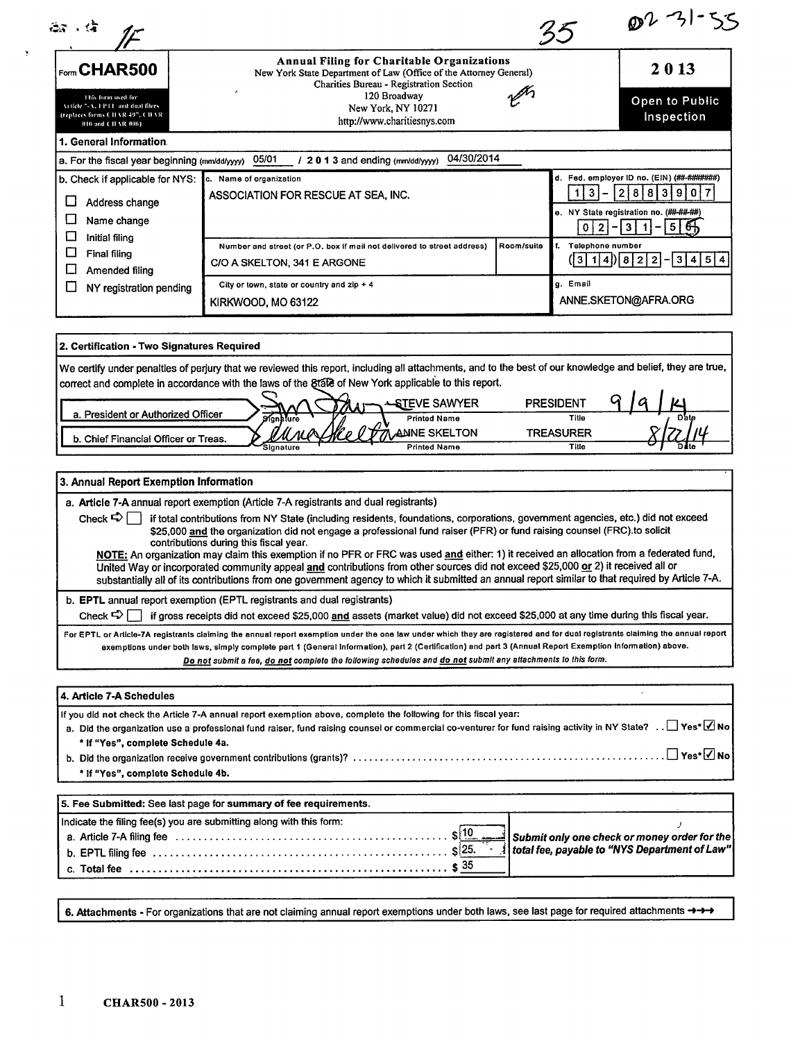1F 35 02-31-55

# Form CHAR500

This form used for Article 7-A, EPTL and dual filers (replaces forms CHAR 497, CHAR 010 and CHAR 006)

**Annual Filing for Charitable Organizations**
New York State Department of Law (Office of the Attorney General)
Charities Bureau - Registration Section
120 Broadway
New York, NY 10271
http://www.charitiesnys.com

**2013**

**Open to Public Inspection**

## 1. General Information

a. For the fiscal year beginning (mm/dd/yyyy) 05/01 / 2013 and ending (mm/dd/yyyy) 04/30/2014

| b. Check if applicable for NYS: | c. Name of organization | | d. Fed. employer ID no. (EIN) (##-#######) |
|---|---|---|---|
| ☐ Address change | ASSOCIATION FOR RESCUE AT SEA, INC. | | 13-2883907 |
| ☐ Name change | | | e. NY State registration no. (##-##-##) 02-31-55 |
| ☐ Initial filing | Number and street (or P.O. box if mail not delivered to street address) | Room/suite | f. Telephone number |
| ☐ Final filing | C/O A SKELTON, 341 E ARGONE | | (314) 822-3454 |
| ☐ Amended filing | City or town, state or country and zip + 4 | | g. Email |
| ☐ NY registration pending | KIRKWOOD, MO 63122 | | ANNE.SKETON@AFRA.ORG |

## 2. Certification - Two Signatures Required

We certify under penalties of perjury that we reviewed this report, including all attachments, and to the best of our knowledge and belief, they are true, correct and complete in accordance with the laws of the State of New York applicable to this report.

| | Signature | Printed Name | Title | Date |
|---|---|---|---|---|
| a. President or Authorized Officer | [signature] | STEVE SAWYER | PRESIDENT | 9/9/14 |
| b. Chief Financial Officer or Treas. | [signature] | ANNE SKELTON | TREASURER | 8/22/14 |

## 3. Annual Report Exemption Information

a. **Article 7-A** annual report exemption (Article 7-A registrants and dual registrants)

Check ☐ if total contributions from NY State (including residents, foundations, corporations, government agencies, etc.) did not exceed $25,000 **and** the organization did not engage a professional fund raiser (PFR) or fund raising counsel (FRC) to solicit contributions during this fiscal year.

**NOTE:** An organization may claim this exemption if no PFR or FRC was used **and** either: 1) it received an allocation from a federated fund, United Way or incorporated community appeal **and** contributions from other sources did not exceed $25,000 **or** 2) it received all or substantially all of its contributions from one government agency to which it submitted an annual report similar to that required by Article 7-A.

b. **EPTL** annual report exemption (EPTL registrants and dual registrants)

Check ☐ if gross receipts did not exceed $25,000 **and** assets (market value) did not exceed $25,000 at any time during this fiscal year.

For EPTL or Article-7A registrants claiming the annual report exemption under the one law under which they are registered and for dual registrants claiming the annual report exemptions under both laws, simply complete part 1 (General Information), part 2 (Certification) and part 3 (Annual Report Exemption Information) above.
***Do not** submit a fee, **do not** complete the following schedules and **do not** submit any attachments to this form.*

## 4. Article 7-A Schedules

If you did not check the Article 7-A annual report exemption above, complete the following for this fiscal year:

a. Did the organization use a professional fund raiser, fund raising counsel or commercial co-venturer for fund raising activity in NY State? ☐ Yes* ☑ No
**\* If "Yes", complete Schedule 4a.**

b. Did the organization receive government contributions (grants)? ☐ Yes* ☑ No
**\* If "Yes", complete Schedule 4b.**

## 5. Fee Submitted: See last page for summary of fee requirements.

Indicate the filing fee(s) you are submitting along with this form:

| | |
|---|---|
| a. Article 7-A filing fee | $ 10 |
| b. EPTL filing fee | $ 25. |
| c. Total fee | $ 35 |

***Submit only one check or money order for the total fee, payable to "NYS Department of Law"***

**6. Attachments** - For organizations that are not claiming annual report exemptions under both laws, see last page for required attachments →→→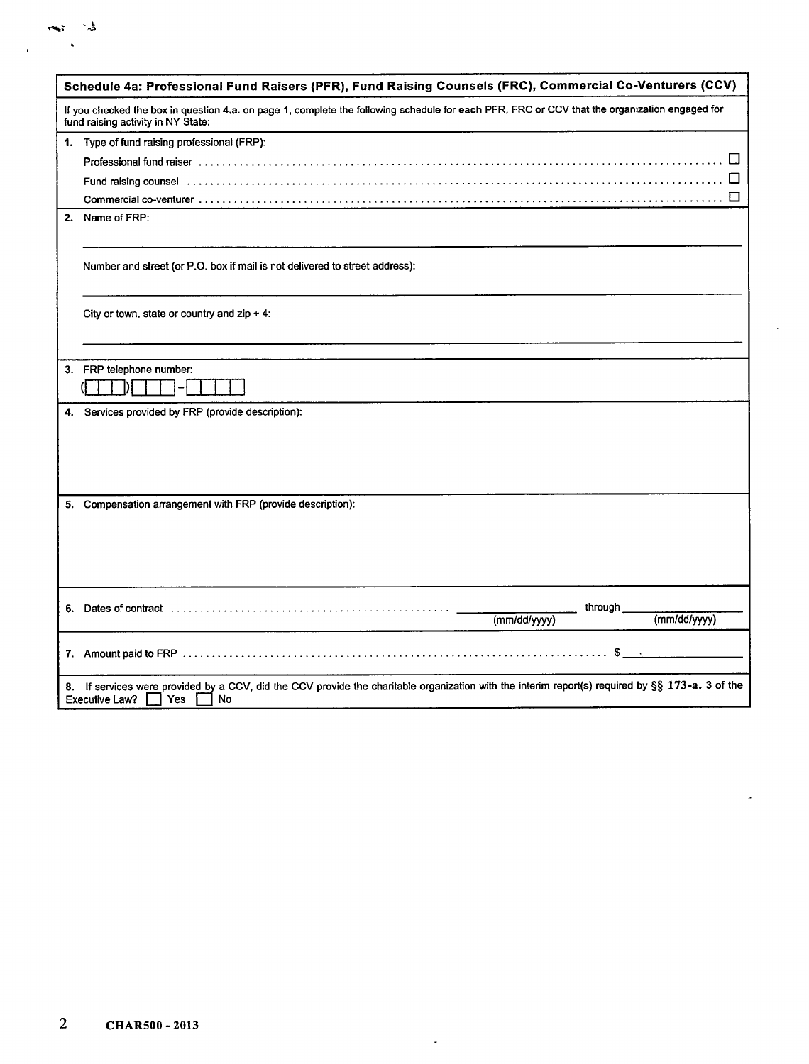## Schedule 4a: Professional Fund Raisers (PFR), Fund Raising Counsels (FRC), Commercial Co-Venturers (CCV)

If you checked the box in question 4.a. on page 1, complete the following schedule for **each** PFR, FRC or CCV that the organization engaged for fund raising activity in NY State:

**1.** Type of fund raising professional (FRP):

- Professional fund raiser ☐
- Fund raising counsel ☐
- Commercial co-venturer ☐

**2.** Name of FRP:

_______________________________________________

Number and street (or P.O. box if mail is not delivered to street address):

_______________________________________________

City or town, state or country and zip + 4:

_______________________________________________

**3.** FRP telephone number:

(☐☐☐)☐☐☐-☐☐☐☐

**4.** Services provided by FRP (provide description):

**5.** Compensation arrangement with FRP (provide description):

**6.** Dates of contract ____________ (mm/dd/yyyy) through ____________ (mm/dd/yyyy)

**7.** Amount paid to FRP $ ____________

**8.** If services were provided by a CCV, did the CCV provide the charitable organization with the interim report(s) required by §§ 173-a. 3 of the Executive Law? ☐ Yes ☐ No

CHAR500 - 2013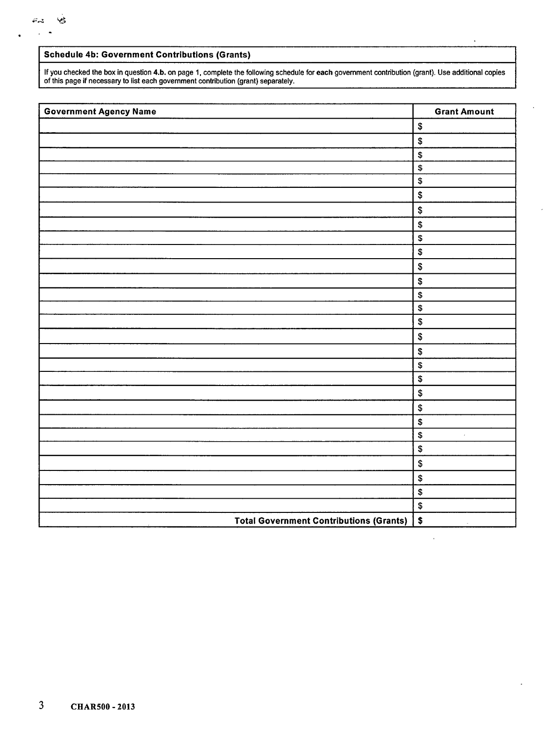## Schedule 4b: Government Contributions (Grants)

If you checked the box in question **4.b.** on page 1, complete the following schedule for **each** government contribution (grant). Use additional copies of this page if necessary to list each government contribution (grant) separately.

| Government Agency Name | Grant Amount |
|---|---|
| | $ |
| | $ |
| | $ |
| | $ |
| | $ |
| | $ |
| | $ |
| | $ |
| | $ |
| | $ |
| | $ |
| | $ |
| | $ |
| | $ |
| | $ |
| | $ |
| | $ |
| | $ |
| | $ |
| | $ |
| | $ |
| | $ |
| | $ |
| | $ |
| | $ |
| | $ |
| | $ |
| | $ |
| **Total Government Contributions (Grants)** | $ |

**CHAR500 - 2013**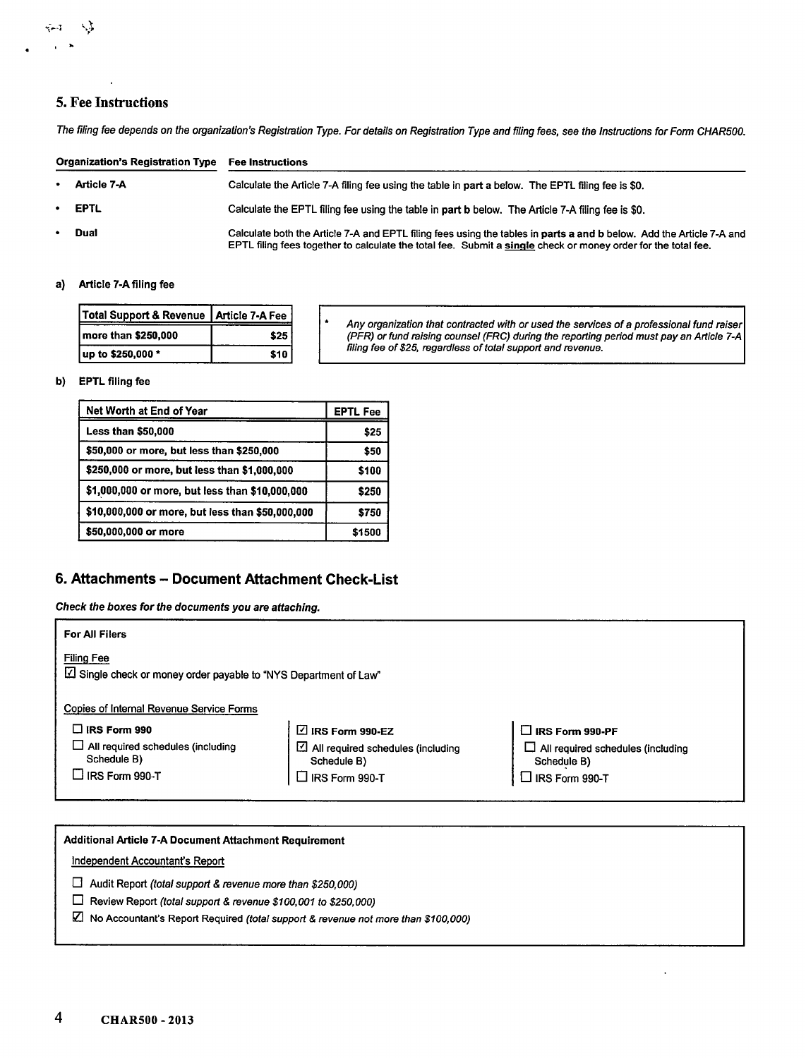## 5. Fee Instructions

*The filing fee depends on the organization's Registration Type. For details on Registration Type and filing fees, see the Instructions for Form CHAR500.*

| Organization's Registration Type | Fee Instructions |
|---|---|
| • **Article 7-A** | Calculate the Article 7-A filing fee using the table in **part a** below. The EPTL filing fee is $0. |
| • **EPTL** | Calculate the EPTL filing fee using the table in **part b** below. The Article 7-A filing fee is $0. |
| • **Dual** | Calculate both the Article 7-A and EPTL filing fees using the tables in **parts a and b** below. Add the Article 7-A and EPTL filing fees together to calculate the total fee. Submit a **single** check or money order for the total fee. |

**a) Article 7-A filing fee**

| Total Support & Revenue | Article 7-A Fee |
|---|---|
| more than $250,000 | $25 |
| up to $250,000 * | $10 |

\* *Any organization that contracted with or used the services of a professional fund raiser (PFR) or fund raising counsel (FRC) during the reporting period must pay an Article 7-A filing fee of $25, regardless of total support and revenue.*

**b) EPTL filing fee**

| Net Worth at End of Year | EPTL Fee |
|---|---|
| Less than $50,000 | $25 |
| $50,000 or more, but less than $250,000 | $50 |
| $250,000 or more, but less than $1,000,000 | $100 |
| $1,000,000 or more, but less than $10,000,000 | $250 |
| $10,000,000 or more, but less than $50,000,000 | $750 |
| $50,000,000 or more | $1500 |

## 6. Attachments – Document Attachment Check-List

***Check the boxes for the documents you are attaching.***

**For All Filers**

Filing Fee

☑ Single check or money order payable to "NYS Department of Law"

Copies of Internal Revenue Service Forms

| | | |
|---|---|---|
| ☐ **IRS Form 990** | ☑ **IRS Form 990-EZ** | ☐ **IRS Form 990-PF** |
| ☐ All required schedules (including Schedule B) | ☑ All required schedules (including Schedule B) | ☐ All required schedules (including Schedule B) |
| ☐ IRS Form 990-T | ☐ IRS Form 990-T | ☐ IRS Form 990-T |

**Additional Article 7-A Document Attachment Requirement**

Independent Accountant's Report

☐ Audit Report *(total support & revenue more than $250,000)*

☐ Review Report *(total support & revenue $100,001 to $250,000)*

☑ No Accountant's Report Required *(total support & revenue not more than $100,000)*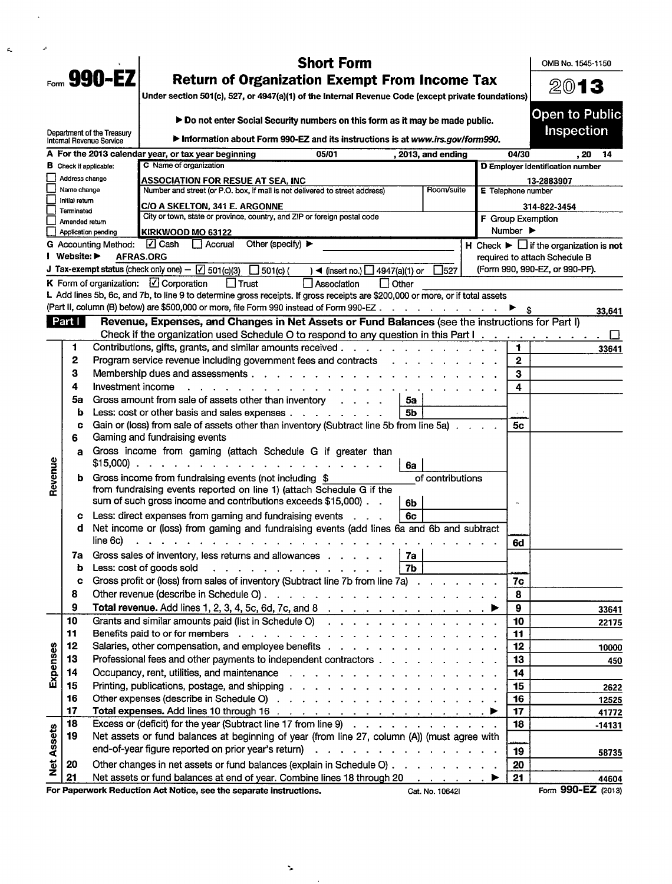# Form 990-EZ

## Short Form
## Return of Organization Exempt From Income Tax

Under section 501(c), 527, or 4947(a)(1) of the Internal Revenue Code (except private foundations)

▶ Do not enter Social Security numbers on this form as it may be made public.

▶ Information about Form 990-EZ and its instructions is at www.irs.gov/form990.

Department of the Treasury Internal Revenue Service

OMB No. 1545-1150

**2013**

**Open to Public Inspection**

**A** For the 2013 calendar year, or tax year beginning 05/01 , 2013, and ending 04/30 , 20 14

**B** Check if applicable:
- ☐ Address change
- ☐ Name change
- ☐ Initial return
- ☐ Terminated
- ☐ Amended return
- ☐ Application pending

**C** Name of organization: ASSOCIATION FOR RESUE AT SEA, INC

Number and street (or P.O. box, if mail is not delivered to street address): C/O A SKELTON, 341 E. ARGONNE — Room/suite:

City or town, state or province, country, and ZIP or foreign postal code: KIRKWOOD MO 63122

**D** Employer identification number: 13-2883907

**E** Telephone number: 314-822-3454

**F** Group Exemption Number ▶

**G** Accounting Method: ☑ Cash ☐ Accrual Other (specify) ▶

**H** Check ▶ ☐ if the organization is **not** required to attach Schedule B (Form 990, 990-EZ, or 990-PF).

**I** Website: ▶ AFRAS.ORG

**J** Tax-exempt status (check only one) — ☑ 501(c)(3) ☐ 501(c) ( ) ◀ (insert no.) ☐ 4947(a)(1) or ☐ 527

**K** Form of organization: ☑ Corporation ☐ Trust ☐ Association ☐ Other

**L** Add lines 5b, 6c, and 7b, to line 9 to determine gross receipts. If gross receipts are $200,000 or more, or if total assets (Part II, column (B) below) are $500,000 or more, file Form 990 instead of Form 990-EZ . . . ▶ $ 33,641

## Part I — Revenue, Expenses, and Changes in Net Assets or Fund Balances (see the instructions for Part I)

Check if the organization used Schedule O to respond to any question in this Part I . . . ☐

| Section | Line | Description | Sub-line | Sub-amount | Line | Amount |
|---|---|---|---|---|---|---|
| Revenue | 1 | Contributions, gifts, grants, and similar amounts received | | | 1 | 33641 |
| | 2 | Program service revenue including government fees and contracts | | | 2 | |
| | 3 | Membership dues and assessments | | | 3 | |
| | 4 | Investment income | | | 4 | |
| | 5a | Gross amount from sale of assets other than inventory | 5a | | | |
| | b | Less: cost or other basis and sales expenses | 5b | | | |
| | c | Gain or (loss) from sale of assets other than inventory (Subtract line 5b from line 5a) | | | 5c | |
| | 6 | Gaming and fundraising events | | | | |
| | a | Gross income from gaming (attach Schedule G if greater than $15,000) | 6a | | | |
| | b | Gross income from fundraising events (not including $ of contributions from fundraising events reported on line 1) (attach Schedule G if the sum of such gross income and contributions exceeds $15,000) | 6b | | | |
| | c | Less: direct expenses from gaming and fundraising events | 6c | | | |
| | d | Net income or (loss) from gaming and fundraising events (add lines 6a and 6b and subtract line 6c) | | | 6d | |
| | 7a | Gross sales of inventory, less returns and allowances | 7a | | | |
| | b | Less: cost of goods sold | 7b | | | |
| | c | Gross profit or (loss) from sales of inventory (Subtract line 7b from line 7a) | | | 7c | |
| | 8 | Other revenue (describe in Schedule O) | | | 8 | |
| | 9 | **Total revenue.** Add lines 1, 2, 3, 4, 5c, 6d, 7c, and 8 ▶ | | | 9 | 33641 |
| Expenses | 10 | Grants and similar amounts paid (list in Schedule O) | | | 10 | 22175 |
| | 11 | Benefits paid to or for members | | | 11 | |
| | 12 | Salaries, other compensation, and employee benefits | | | 12 | 10000 |
| | 13 | Professional fees and other payments to independent contractors | | | 13 | 450 |
| | 14 | Occupancy, rent, utilities, and maintenance | | | 14 | |
| | 15 | Printing, publications, postage, and shipping | | | 15 | 2622 |
| | 16 | Other expenses (describe in Schedule O) | | | 16 | 12525 |
| | 17 | **Total expenses.** Add lines 10 through 16 ▶ | | | 17 | 41772 |
| Net Assets | 18 | Excess or (deficit) for the year (Subtract line 17 from line 9) | | | 18 | -14131 |
| | 19 | Net assets or fund balances at beginning of year (from line 27, column (A)) (must agree with end-of-year figure reported on prior year's return) | | | 19 | 58735 |
| | 20 | Other changes in net assets or fund balances (explain in Schedule O) | | | 20 | |
| | 21 | Net assets or fund balances at end of year. Combine lines 18 through 20 ▶ | | | 21 | 44604 |

**For Paperwork Reduction Act Notice, see the separate instructions.** Cat. No. 10642I Form **990-EZ** (2013)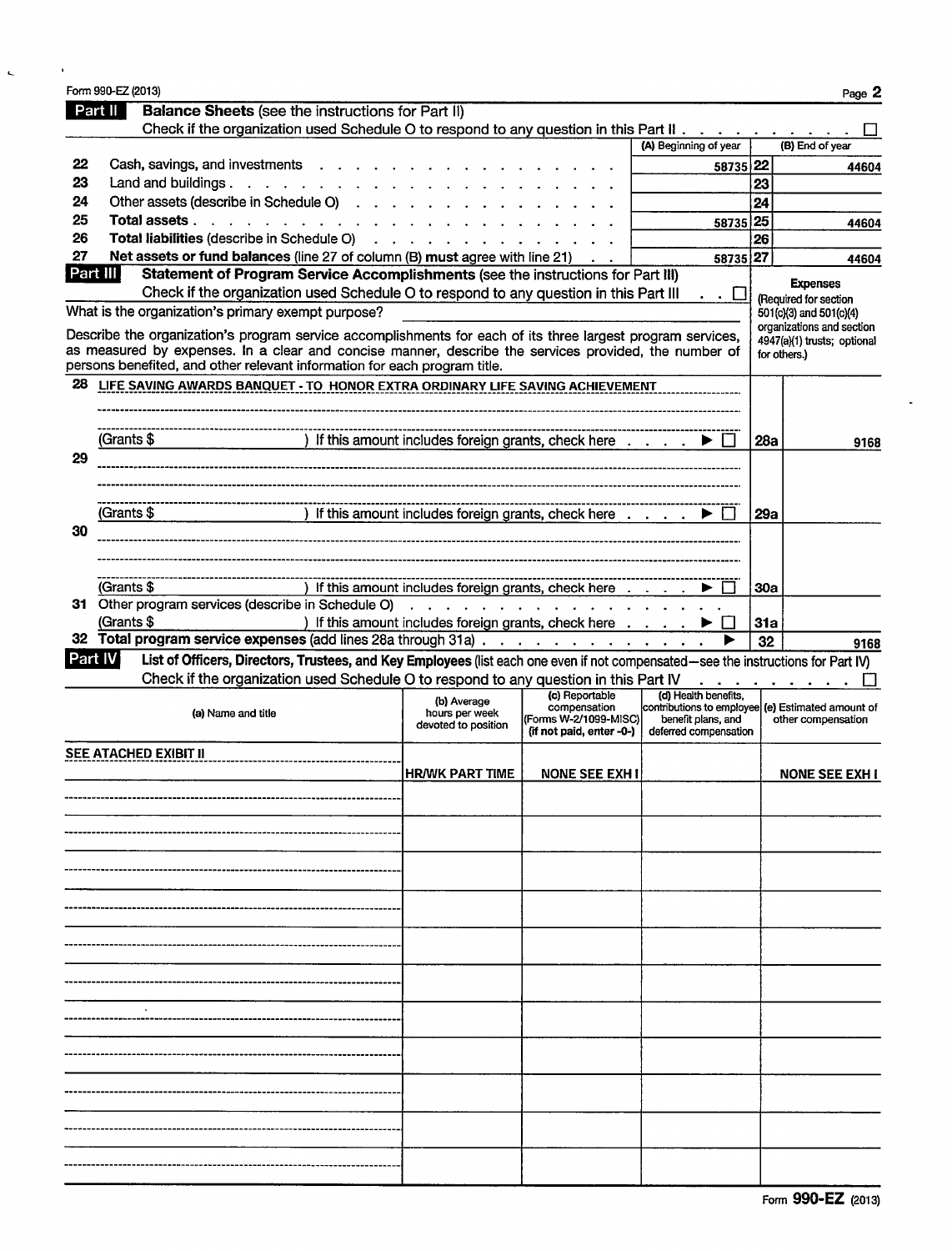Form 990-EZ (2013) Page **2**

## Part II Balance Sheets (see the instructions for Part II)

Check if the organization used Schedule O to respond to any question in this Part II . . . . . . . . . . . ☐

| | | (A) Beginning of year | | (B) End of year |
|---|---|---|---|---|
| 22 | Cash, savings, and investments | 58735 | 22 | 44604 |
| 23 | Land and buildings | | 23 | |
| 24 | Other assets (describe in Schedule O) | | 24 | |
| 25 | **Total assets** | 58735 | 25 | 44604 |
| 26 | **Total liabilities** (describe in Schedule O) | | 26 | |
| 27 | **Net assets or fund balances** (line 27 of column (B) **must** agree with line 21) | 58735 | 27 | 44604 |

## Part III Statement of Program Service Accomplishments (see the instructions for Part III)

Check if the organization used Schedule O to respond to any question in this Part III . . ☐

What is the organization's primary exempt purpose?

Describe the organization's program service accomplishments for each of its three largest program services, as measured by expenses. In a clear and concise manner, describe the services provided, the number of persons benefited, and other relevant information for each program title.

| | | | **Expenses** (Required for section 501(c)(3) and 501(c)(4) organizations and section 4947(a)(1) trusts; optional for others.) |
|---|---|---|---|
| 28 | LIFE SAVING AWARDS BANQUET - TO HONOR EXTRA ORDINARY LIFE SAVING ACHIEVEMENT<br>(Grants $ ) If this amount includes foreign grants, check here ▶ ☐ | 28a | 9168 |
| 29 | (Grants $ ) If this amount includes foreign grants, check here ▶ ☐ | 29a | |
| 30 | (Grants $ ) If this amount includes foreign grants, check here ▶ ☐ | 30a | |
| 31 | Other program services (describe in Schedule O)<br>(Grants $ ) If this amount includes foreign grants, check here ▶ ☐ | 31a | |
| 32 | **Total program service expenses** (add lines 28a through 31a) ▶ | 32 | 9168 |

## Part IV List of Officers, Directors, Trustees, and Key Employees (list each one even if not compensated—see the instructions for Part IV)

Check if the organization used Schedule O to respond to any question in this Part IV . . . . . . . . ☐

| (a) Name and title | (b) Average hours per week devoted to position | (c) Reportable compensation (Forms W-2/1099-MISC) (if not paid, enter -0-) | (d) Health benefits, contributions to employee benefit plans, and deferred compensation | (e) Estimated amount of other compensation |
|---|---|---|---|---|
| SEE ATACHED EXIBIT II | HR/WK PART TIME | NONE SEE EXH I | | NONE SEE EXH I |
| | | | | |
| | | | | |
| | | | | |
| | | | | |
| | | | | |
| | | | | |
| | | | | |
| | | | | |
| | | | | |
| | | | | |

Form **990-EZ** (2013)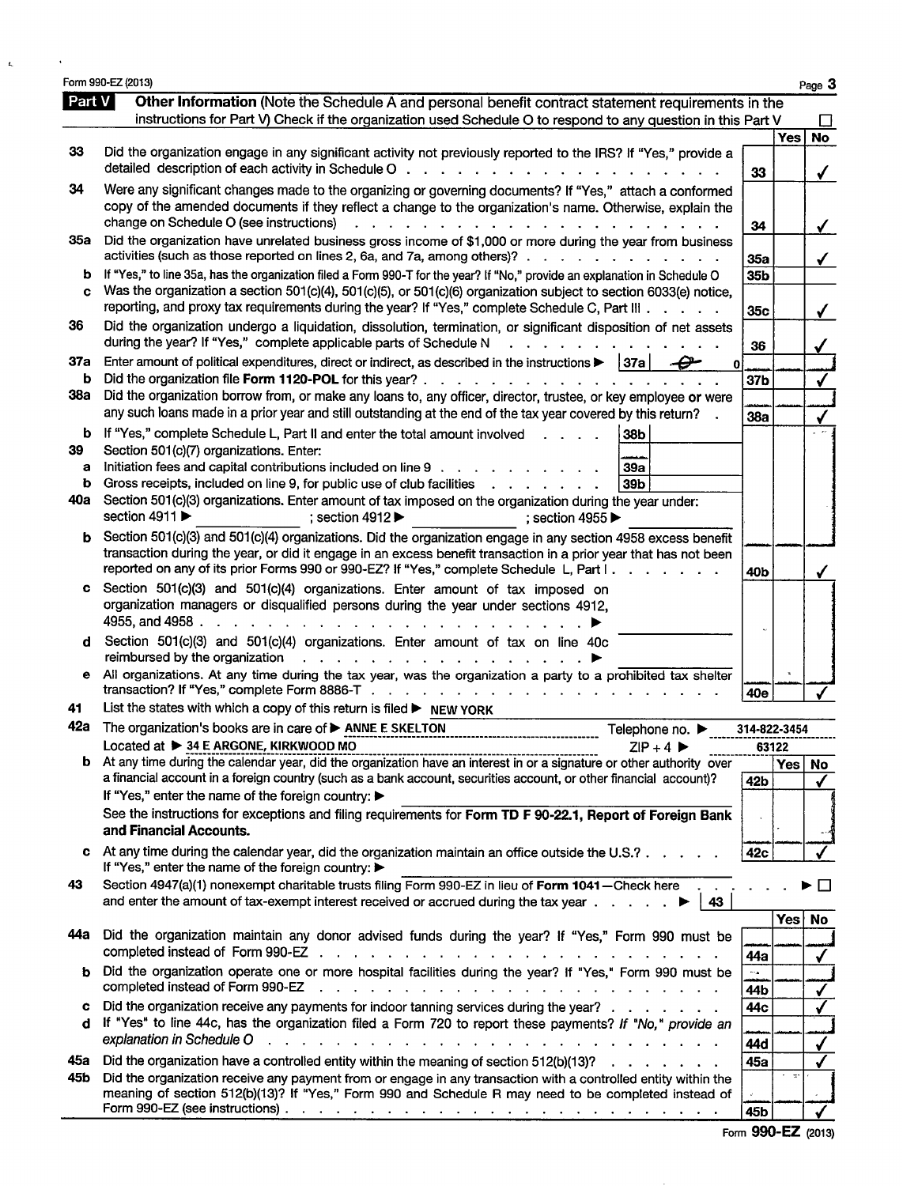Form 990-EZ (2013)

## Part V Other Information

(Note the Schedule A and personal benefit contract statement requirements in the instructions for Part V) Check if the organization used Schedule O to respond to any question in this Part V ☐

| Line | Question | | Yes | No |
|---|---|---|---|---|
| 33 | Did the organization engage in any significant activity not previously reported to the IRS? If "Yes," provide a detailed description of each activity in Schedule O | 33 | | ✓ |
| 34 | Were any significant changes made to the organizing or governing documents? If "Yes," attach a conformed copy of the amended documents if they reflect a change to the organization's name. Otherwise, explain the change on Schedule O (see instructions) | 34 | | ✓ |
| 35a | Did the organization have unrelated business gross income of $1,000 or more during the year from business activities (such as those reported on lines 2, 6a, and 7a, among others)? | 35a | | ✓ |
| b | If "Yes," to line 35a, has the organization filed a Form 990-T for the year? If "No," provide an explanation in Schedule O | 35b | | |
| c | Was the organization a section 501(c)(4), 501(c)(5), or 501(c)(6) organization subject to section 6033(e) notice, reporting, and proxy tax requirements during the year? If "Yes," complete Schedule C, Part III | 35c | | ✓ |
| 36 | Did the organization undergo a liquidation, dissolution, termination, or significant disposition of net assets during the year? If "Yes," complete applicable parts of Schedule N | 36 | | ✓ |
| 37a | Enter amount of political expenditures, direct or indirect, as described in the instructions ▶ 37a 0 | | | |
| b | Did the organization file Form 1120-POL for this year? | 37b | | ✓ |
| 38a | Did the organization borrow from, or make any loans to, any officer, director, trustee, or key employee or were any such loans made in a prior year and still outstanding at the end of the tax year covered by this return? | 38a | | ✓ |
| b | If "Yes," complete Schedule L, Part II and enter the total amount involved 38b | | | |
| 39 | Section 501(c)(7) organizations. Enter: | | | |
| a | Initiation fees and capital contributions included on line 9 39a | | | |
| b | Gross receipts, included on line 9, for public use of club facilities 39b | | | |
| 40a | Section 501(c)(3) organizations. Enter amount of tax imposed on the organization during the year under: section 4911 ▶ ; section 4912 ▶ ; section 4955 ▶ | | | |
| b | Section 501(c)(3) and 501(c)(4) organizations. Did the organization engage in any section 4958 excess benefit transaction during the year, or did it engage in an excess benefit transaction in a prior year that has not been reported on any of its prior Forms 990 or 990-EZ? If "Yes," complete Schedule L, Part I | 40b | | ✓ |
| c | Section 501(c)(3) and 501(c)(4) organizations. Enter amount of tax imposed on organization managers or disqualified persons during the year under sections 4912, 4955, and 4958 ▶ | | | |
| d | Section 501(c)(3) and 501(c)(4) organizations. Enter amount of tax on line 40c reimbursed by the organization ▶ | | | |
| e | All organizations. At any time during the tax year, was the organization a party to a prohibited tax shelter transaction? If "Yes," complete Form 8886-T | 40e | | ✓ |

41 List the states with which a copy of this return is filed ▶ NEW YORK

42a The organization's books are in care of ▶ ANNE E SKELTON Telephone no. ▶ 314-822-3454
Located at ▶ 34 E ARGONE, KIRKWOOD MO ZIP + 4 ▶ 63122

| Line | Question | | Yes | No |
|---|---|---|---|---|
| 42b | At any time during the calendar year, did the organization have an interest in or a signature or other authority over a financial account in a foreign country (such as a bank account, securities account, or other financial account)? If "Yes," enter the name of the foreign country: ▶ See the instructions for exceptions and filing requirements for **Form TD F 90-22.1, Report of Foreign Bank and Financial Accounts.** | 42b | | ✓ |
| c | At any time during the calendar year, did the organization maintain an office outside the U.S.? If "Yes," enter the name of the foreign country: ▶ | 42c | | ✓ |

43 Section 4947(a)(1) nonexempt charitable trusts filing Form 990-EZ in lieu of **Form 1041**—Check here ▶ ☐ and enter the amount of tax-exempt interest received or accrued during the tax year ▶ 43

| Line | Question | | Yes | No |
|---|---|---|---|---|
| 44a | Did the organization maintain any donor advised funds during the year? If "Yes," Form 990 must be completed instead of Form 990-EZ | 44a | | ✓ |
| b | Did the organization operate one or more hospital facilities during the year? If "Yes," Form 990 must be completed instead of Form 990-EZ | 44b | | ✓ |
| c | Did the organization receive any payments for indoor tanning services during the year? | 44c | | ✓ |
| d | If "Yes" to line 44c, has the organization filed a Form 720 to report these payments? *If "No," provide an explanation in Schedule O* | 44d | | ✓ |
| 45a | Did the organization have a controlled entity within the meaning of section 512(b)(13)? | 45a | | ✓ |
| 45b | Did the organization receive any payment from or engage in any transaction with a controlled entity within the meaning of section 512(b)(13)? If "Yes," Form 990 and Schedule R may need to be completed instead of Form 990-EZ (see instructions) | 45b | | ✓ |

Form **990-EZ** (2013)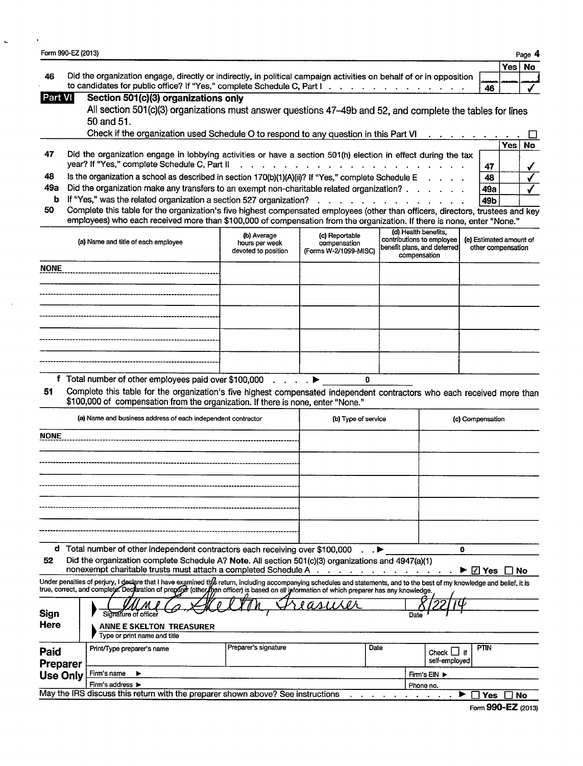Form 990-EZ (2013)

| | | | Yes | No |
|---|---|---|---|---|
| 46 | Did the organization engage, directly or indirectly, in political campaign activities on behalf of or in opposition to candidates for public office? If "Yes," complete Schedule C, Part I | 46 | | ✓ |

## Part VI Section 501(c)(3) organizations only

All section 501(c)(3) organizations must answer questions 47–49b and 52, and complete the tables for lines 50 and 51.

Check if the organization used Schedule O to respond to any question in this Part VI ☐

| | | | Yes | No |
|---|---|---|---|---|
| 47 | Did the organization engage in lobbying activities or have a section 501(h) election in effect during the tax year? If "Yes," complete Schedule C, Part II | 47 | | ✓ |
| 48 | Is the organization a school as described in section 170(b)(1)(A)(ii)? If "Yes," complete Schedule E | 48 | | ✓ |
| 49a | Did the organization make any transfers to an exempt non-charitable related organization? | 49a | | ✓ |
| b | If "Yes," was the related organization a section 527 organization? | 49b | | |

**50** Complete this table for the organization's five highest compensated employees (other than officers, directors, trustees and key employees) who each received more than $100,000 of compensation from the organization. If there is none, enter "None."

| (a) Name and title of each employee | (b) Average hours per week devoted to position | (c) Reportable compensation (Forms W-2/1099-MISC) | (d) Health benefits, contributions to employee benefit plans, and deferred compensation | (e) Estimated amount of other compensation |
|---|---|---|---|---|
| NONE | | | | |
| | | | | |
| | | | | |
| | | | | |
| | | | | |

**f** Total number of other employees paid over $100,000 ▶ 0

**51** Complete this table for the organization's five highest compensated independent contractors who each received more than $100,000 of compensation from the organization. If there is none, enter "None."

| (a) Name and business address of each independent contractor | (b) Type of service | (c) Compensation |
|---|---|---|
| NONE | | |
| | | |
| | | |
| | | |
| | | |

**d** Total number of other independent contractors each receiving over $100,000 ▶ 0

**52** Did the organization complete Schedule A? **Note.** All section 501(c)(3) organizations and 4947(a)(1) nonexempt charitable trusts must attach a completed Schedule A ▶ ☑ Yes ☐ No

Under penalties of perjury, I declare that I have examined this return, including accompanying schedules and statements, and to the best of my knowledge and belief, it is true, correct, and complete. Declaration of preparer (other than officer) is based on all information of which preparer has any knowledge.

**Sign Here**

Signature of officer: Anne E. Skelton, Treasurer — Date: 8/22/14

ANNE E SKELTON TREASURER
Type or print name and title

**Paid Preparer Use Only**

| Print/Type preparer's name | Preparer's signature | Date | Check ☐ if self-employed | PTIN |
|---|---|---|---|---|
| | | | | |
| Firm's name ▶ | | | Firm's EIN ▶ | |
| Firm's address ▶ | | | Phone no. | |

May the IRS discuss this return with the preparer shown above? See instructions ▶ ☐ Yes ☐ No

Form **990-EZ** (2013)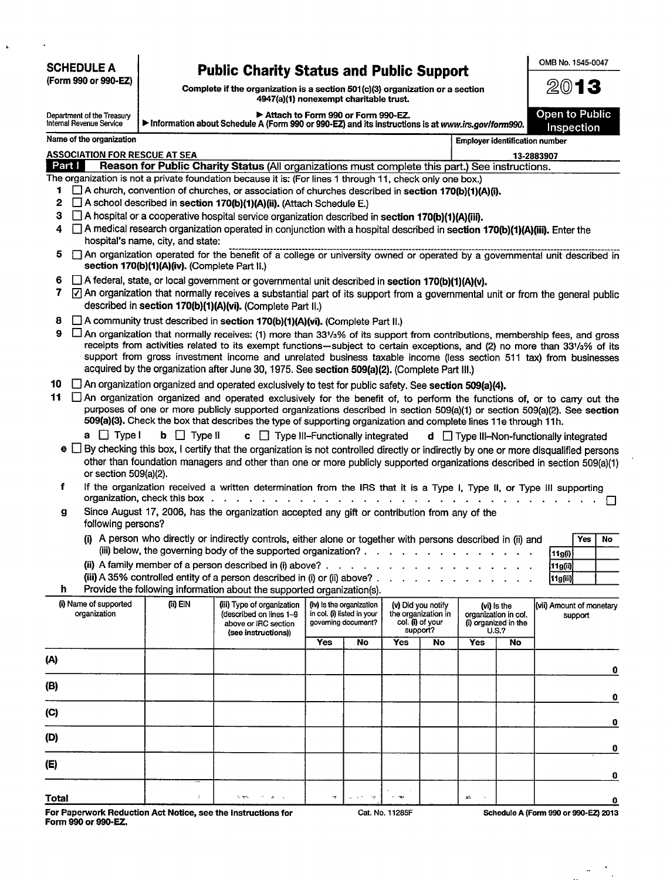**SCHEDULE A**
**(Form 990 or 990-EZ)**

Department of the Treasury
Internal Revenue Service

# Public Charity Status and Public Support

**Complete if the organization is a section 501(c)(3) organization or a section 4947(a)(1) nonexempt charitable trust.**

▶ **Attach to Form 990 or Form 990-EZ.**
▶ **Information about Schedule A (Form 990 or 990-EZ) and its instructions is at www.irs.gov/form990.**

OMB No. 1545-0047

**2013**

**Open to Public Inspection**

Name of the organization: ASSOCIATION FOR RESCUE AT SEA

Employer identification number: 13-2883907

**Part I** **Reason for Public Charity Status** (All organizations must complete this part.) See instructions.

The organization is not a private foundation because it is: (For lines 1 through 11, check only one box.)

1 ☐ A church, convention of churches, or association of churches described in **section 170(b)(1)(A)(i).**

2 ☐ A school described in **section 170(b)(1)(A)(ii).** (Attach Schedule E.)

3 ☐ A hospital or a cooperative hospital service organization described in **section 170(b)(1)(A)(iii).**

4 ☐ A medical research organization operated in conjunction with a hospital described in **section 170(b)(1)(A)(iii).** Enter the hospital's name, city, and state:

5 ☐ An organization operated for the benefit of a college or university owned or operated by a governmental unit described in **section 170(b)(1)(A)(iv).** (Complete Part II.)

6 ☐ A federal, state, or local government or governmental unit described in **section 170(b)(1)(A)(v).**

7 ☑ An organization that normally receives a substantial part of its support from a governmental unit or from the general public described in **section 170(b)(1)(A)(vi).** (Complete Part II.)

8 ☐ A community trust described in **section 170(b)(1)(A)(vi).** (Complete Part II.)

9 ☐ An organization that normally receives: (1) more than 33⅓% of its support from contributions, membership fees, and gross receipts from activities related to its exempt functions—subject to certain exceptions, and (2) no more than 33⅓% of its support from gross investment income and unrelated business taxable income (less section 511 tax) from businesses acquired by the organization after June 30, 1975. See **section 509(a)(2).** (Complete Part III.)

10 ☐ An organization organized and operated exclusively to test for public safety. See **section 509(a)(4).**

11 ☐ An organization organized and operated exclusively for the benefit of, to perform the functions of, or to carry out the purposes of one or more publicly supported organizations described in section 509(a)(1) or section 509(a)(2). See **section 509(a)(3).** Check the box that describes the type of supporting organization and complete lines 11e through 11h.

a ☐ Type I  b ☐ Type II  c ☐ Type III–Functionally integrated  d ☐ Type III–Non-functionally integrated

e ☐ By checking this box, I certify that the organization is not controlled directly or indirectly by one or more disqualified persons other than foundation managers and other than one or more publicly supported organizations described in section 509(a)(1) or section 509(a)(2).

f If the organization received a written determination from the IRS that it is a Type I, Type II, or Type III supporting organization, check this box ☐

g Since August 17, 2006, has the organization accepted any gift or contribution from any of the following persons?

| | | Yes | No |
|---|---|---|---|
| (i) A person who directly or indirectly controls, either alone or together with persons described in (ii) and (iii) below, the governing body of the supported organization? | 11g(i) | | |
| (ii) A family member of a person described in (i) above? | 11g(ii) | | |
| (iii) A 35% controlled entity of a person described in (i) or (ii) above? | 11g(iii) | | |

h Provide the following information about the supported organization(s).

| (i) Name of supported organization | (ii) EIN | (iii) Type of organization (described on lines 1–9 above or IRC section (see instructions)) | (iv) Is the organization in col. (i) listed in your governing document? | | (v) Did you notify the organization in col. (i) of your support? | | (vi) Is the organization in col. (i) organized in the U.S.? | | (vii) Amount of monetary support |
|---|---|---|---|---|---|---|---|---|---|
| | | | Yes | No | Yes | No | Yes | No | |
| (A) | | | | | | | | | 0 |
| (B) | | | | | | | | | 0 |
| (C) | | | | | | | | | 0 |
| (D) | | | | | | | | | 0 |
| (E) | | | | | | | | | 0 |
| Total | | | | | | | | | 0 |

For Paperwork Reduction Act Notice, see the Instructions for Form 990 or 990-EZ. Cat. No. 11285F Schedule A (Form 990 or 990-EZ) 2013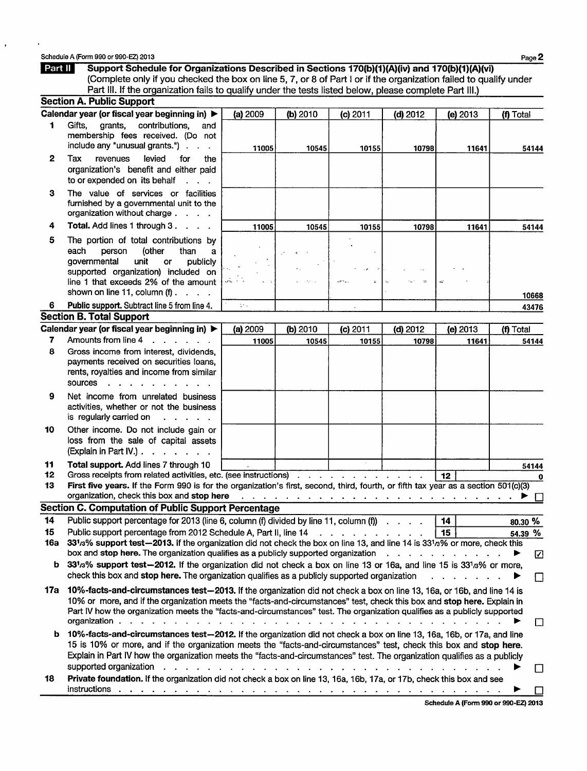Schedule A (Form 990 or 990-EZ) 2013

## Part II Support Schedule for Organizations Described in Sections 170(b)(1)(A)(iv) and 170(b)(1)(A)(vi)

(Complete only if you checked the box on line 5, 7, or 8 of Part I or if the organization failed to qualify under Part III. If the organization fails to qualify under the tests listed below, please complete Part III.)

### Section A. Public Support

| Calendar year (or fiscal year beginning in) ▶ | (a) 2009 | (b) 2010 | (c) 2011 | (d) 2012 | (e) 2013 | (f) Total |
|---|---|---|---|---|---|---|
| **1** Gifts, grants, contributions, and membership fees received. (Do not include any "unusual grants.") | 11005 | 10545 | 10155 | 10798 | 11641 | 54144 |
| **2** Tax revenues levied for the organization's benefit and either paid to or expended on its behalf | | | | | | |
| **3** The value of services or facilities furnished by a governmental unit to the organization without charge | | | | | | |
| **4 Total.** Add lines 1 through 3 | 11005 | 10545 | 10155 | 10798 | 11641 | 54144 |
| **5** The portion of total contributions by each person (other than a governmental unit or publicly supported organization) included on line 1 that exceeds 2% of the amount shown on line 11, column (f) | | | | | | 10668 |
| **6 Public support.** Subtract line 5 from line 4. | | | | | | 43476 |

### Section B. Total Support

| Calendar year (or fiscal year beginning in) ▶ | (a) 2009 | (b) 2010 | (c) 2011 | (d) 2012 | (e) 2013 | (f) Total |
|---|---|---|---|---|---|---|
| **7** Amounts from line 4 | 11005 | 10545 | 10155 | 10798 | 11641 | 54144 |
| **8** Gross income from interest, dividends, payments received on securities loans, rents, royalties and income from similar sources | | | | | | |
| **9** Net income from unrelated business activities, whether or not the business is regularly carried on | | | | | | |
| **10** Other income. Do not include gain or loss from the sale of capital assets (Explain in Part IV.) | | | | | | |
| **11 Total support.** Add lines 7 through 10 | | | | | | 54144 |

**12** Gross receipts from related activities, etc. (see instructions) . . . **12** 0

**13 First five years.** If the Form 990 is for the organization's first, second, third, fourth, or fifth tax year as a section 501(c)(3) organization, check this box and **stop here** . . . ▶ ☐

### Section C. Computation of Public Support Percentage

**14** Public support percentage for 2013 (line 6, column (f) divided by line 11, column (f)) . . . **14** 80.30 %

**15** Public support percentage from 2012 Schedule A, Part II, line 14 . . . **15** 54.39 %

**16a 33⅓% support test—2013.** If the organization did not check the box on line 13, and line 14 is 33⅓% or more, check this box and **stop here.** The organization qualifies as a publicly supported organization . . . ▶ ☑

**b 33⅓% support test—2012.** If the organization did not check a box on line 13 or 16a, and line 15 is 33⅓% or more, check this box and **stop here.** The organization qualifies as a publicly supported organization . . . ▶ ☐

**17a 10%-facts-and-circumstances test—2013.** If the organization did not check a box on line 13, 16a, or 16b, and line 14 is 10% or more, and if the organization meets the "facts-and-circumstances" test, check this box and **stop here.** Explain in Part IV how the organization meets the "facts-and-circumstances" test. The organization qualifies as a publicly supported organization . . . ▶ ☐

**b 10%-facts-and-circumstances test—2012.** If the organization did not check a box on line 13, 16a, 16b, or 17a, and line 15 is 10% or more, and if the organization meets the "facts-and-circumstances" test, check this box and **stop here.** Explain in Part IV how the organization meets the "facts-and-circumstances" test. The organization qualifies as a publicly supported organization . . . ▶ ☐

**18 Private foundation.** If the organization did not check a box on line 13, 16a, 16b, 17a, or 17b, check this box and see instructions . . . ▶ ☐

**Schedule A (Form 990 or 990-EZ) 2013**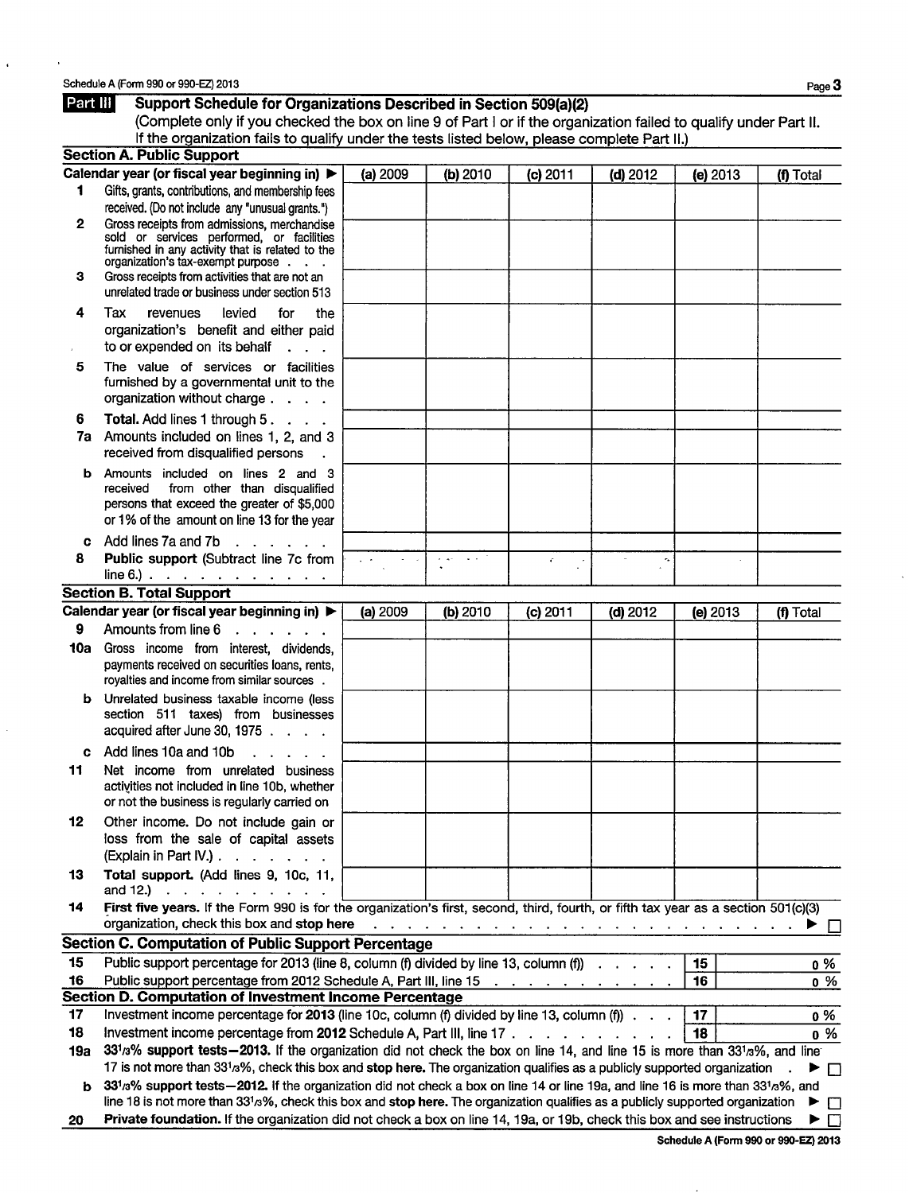Schedule A (Form 990 or 990-EZ) 2013

## Part III Support Schedule for Organizations Described in Section 509(a)(2)

(Complete only if you checked the box on line 9 of Part I or if the organization failed to qualify under Part II. If the organization fails to qualify under the tests listed below, please complete Part II.)

### Section A. Public Support

| Calendar year (or fiscal year beginning in) ▶ | (a) 2009 | (b) 2010 | (c) 2011 | (d) 2012 | (e) 2013 | (f) Total |
|---|---|---|---|---|---|---|
| 1 Gifts, grants, contributions, and membership fees received. (Do not include any "unusual grants.") | | | | | | |
| 2 Gross receipts from admissions, merchandise sold or services performed, or facilities furnished in any activity that is related to the organization's tax-exempt purpose | | | | | | |
| 3 Gross receipts from activities that are not an unrelated trade or business under section 513 | | | | | | |
| 4 Tax revenues levied for the organization's benefit and either paid to or expended on its behalf | | | | | | |
| 5 The value of services or facilities furnished by a governmental unit to the organization without charge | | | | | | |
| 6 **Total.** Add lines 1 through 5 | | | | | | |
| 7a Amounts included on lines 1, 2, and 3 received from disqualified persons | | | | | | |
| b Amounts included on lines 2 and 3 received from other than disqualified persons that exceed the greater of $5,000 or 1% of the amount on line 13 for the year | | | | | | |
| c Add lines 7a and 7b | | | | | | |
| 8 **Public support** (Subtract line 7c from line 6.) | | | | | | |

### Section B. Total Support

| Calendar year (or fiscal year beginning in) ▶ | (a) 2009 | (b) 2010 | (c) 2011 | (d) 2012 | (e) 2013 | (f) Total |
|---|---|---|---|---|---|---|
| 9 Amounts from line 6 | | | | | | |
| 10a Gross income from interest, dividends, payments received on securities loans, rents, royalties and income from similar sources | | | | | | |
| b Unrelated business taxable income (less section 511 taxes) from businesses acquired after June 30, 1975 | | | | | | |
| c Add lines 10a and 10b | | | | | | |
| 11 Net income from unrelated business activities not included in line 10b, whether or not the business is regularly carried on | | | | | | |
| 12 Other income. Do not include gain or loss from the sale of capital assets (Explain in Part IV.) | | | | | | |
| 13 **Total support.** (Add lines 9, 10c, 11, and 12.) | | | | | | |

14 **First five years.** If the Form 990 is for the organization's first, second, third, fourth, or fifth tax year as a section 501(c)(3) organization, check this box and **stop here** ▶ ☐

### Section C. Computation of Public Support Percentage

| | | | |
|---|---|---|---|
| 15 | Public support percentage for 2013 (line 8, column (f) divided by line 13, column (f)) | 15 | 0 % |
| 16 | Public support percentage from 2012 Schedule A, Part III, line 15 | 16 | 0 % |

### Section D. Computation of Investment Income Percentage

| | | | |
|---|---|---|---|
| 17 | Investment income percentage for **2013** (line 10c, column (f) divided by line 13, column (f)) | 17 | 0 % |
| 18 | Investment income percentage from **2012** Schedule A, Part III, line 17 | 18 | 0 % |

**19a 33 1/3% support tests—2013.** If the organization did not check the box on line 14, and line 15 is more than 33 1/3%, and line 17 is not more than 33 1/3%, check this box and **stop here.** The organization qualifies as a publicly supported organization ▶ ☐

**b 33 1/3% support tests—2012.** If the organization did not check a box on line 14 or line 19a, and line 16 is more than 33 1/3%, and line 18 is not more than 33 1/3%, check this box and **stop here.** The organization qualifies as a publicly supported organization ▶ ☐

**20 Private foundation.** If the organization did not check a box on line 14, 19a, or 19b, check this box and see instructions ▶ ☐

Schedule A (Form 990 or 990-EZ) 2013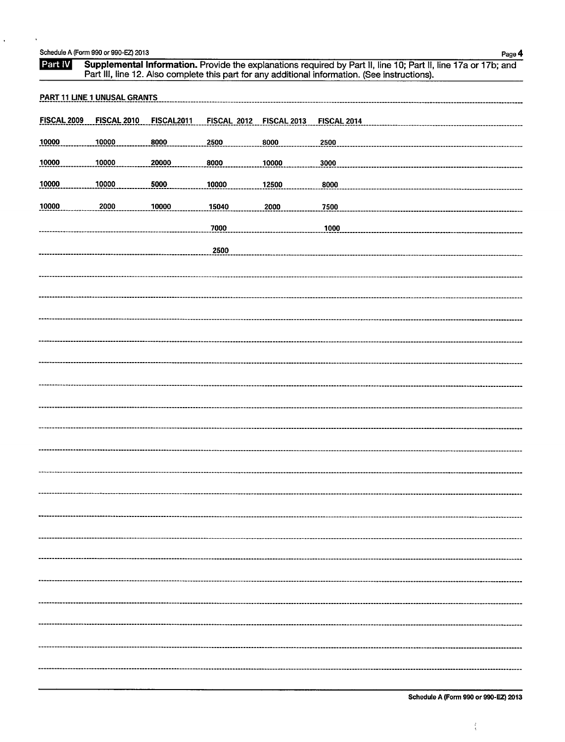Schedule A (Form 990 or 990-EZ) 2013

**Part IV** **Supplemental Information.** Provide the explanations required by Part II, line 10; Part II, line 17a or 17b; and Part III, line 12. Also complete this part for any additional information. (See instructions).

PART 11 LINE 1 UNUSAL GRANTS

| FISCAL 2009 | FISCAL 2010 | FISCAL2011 | FISCAL 2012 | FISCAL 2013 | FISCAL 2014 |
|---|---|---|---|---|---|
| 10000 | 10000 | 8000 | 2500 | 8000 | 2500 |
| 10000 | 10000 | 20000 | 8000 | 10000 | 3000 |
| 10000 | 10000 | 5000 | 10000 | 12500 | 8000 |
| 10000 | 2000 | 10000 | 15040 | 2000 | 7500 |
| | | | 7000 | | 1000 |
| | | | 2500 | | |

Schedule A (Form 990 or 990-EZ) 2013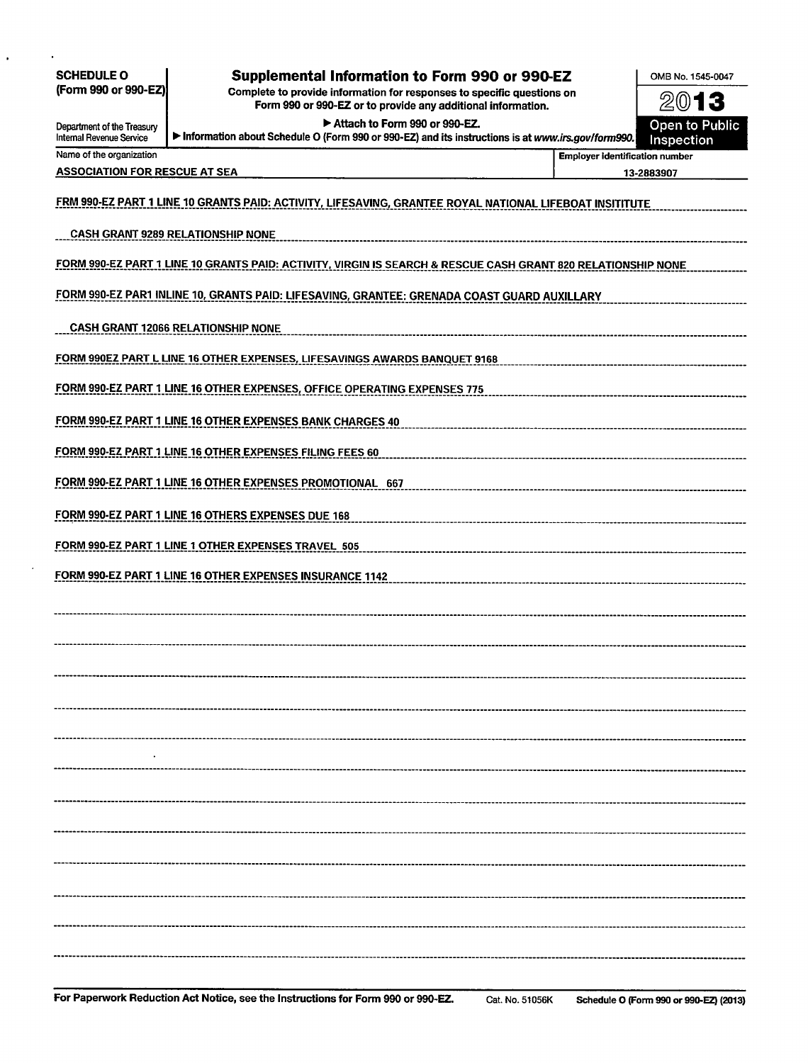**SCHEDULE O**
**(Form 990 or 990-EZ)**

Department of the Treasury
Internal Revenue Service

# Supplemental Information to Form 990 or 990-EZ

**Complete to provide information for responses to specific questions on Form 990 or 990-EZ or to provide any additional information.**

▶ Attach to Form 990 or 990-EZ.

▶ Information about Schedule O (Form 990 or 990-EZ) and its instructions is at *www.irs.gov/form990.*

OMB No. 1545-0047

**2013**

**Open to Public Inspection**

| Name of the organization | Employer identification number |
|---|---|
| ASSOCIATION FOR RESCUE AT SEA | 13-2883907 |

FRM 990-EZ PART 1 LINE 10 GRANTS PAID: ACTIVITY, LIFESAVING, GRANTEE ROYAL NATIONAL LIFEBOAT INSITITUTE

CASH GRANT 9289 RELATIONSHIP NONE

FORM 990-EZ PART 1 LINE 10 GRANTS PAID: ACTIVITY, VIRGIN IS SEARCH & RESCUE CASH GRANT 820 RELATIONSHIP NONE

FORM 990-EZ PAR1 INLINE 10, GRANTS PAID: LIFESAVING, GRANTEE: GRENADA COAST GUARD AUXILLARY

CASH GRANT 12066 RELATIONSHIP NONE

FORM 990EZ PART L LINE 16 OTHER EXPENSES, LIFESAVINGS AWARDS BANQUET 9168

FORM 990-EZ PART 1 LINE 16 OTHER EXPENSES, OFFICE OPERATING EXPENSES 775

FORM 990-EZ PART 1 LINE 16 OTHER EXPENSES BANK CHARGES 40

FORM 990-EZ PART 1 LINE 16 OTHER EXPENSES FILING FEES 60

FORM 990-EZ PART 1 LINE 16 OTHER EXPENSES PROMOTIONAL 667

FORM 990-EZ PART 1 LINE 16 OTHERS EXPENSES DUE 168

FORM 990-EZ PART 1 LINE 1 OTHER EXPENSES TRAVEL 505

FORM 990-EZ PART 1 LINE 16 OTHER EXPENSES INSURANCE 1142

**For Paperwork Reduction Act Notice, see the Instructions for Form 990 or 990-EZ.** Cat. No. 51056K **Schedule O (Form 990 or 990-EZ) (2013)**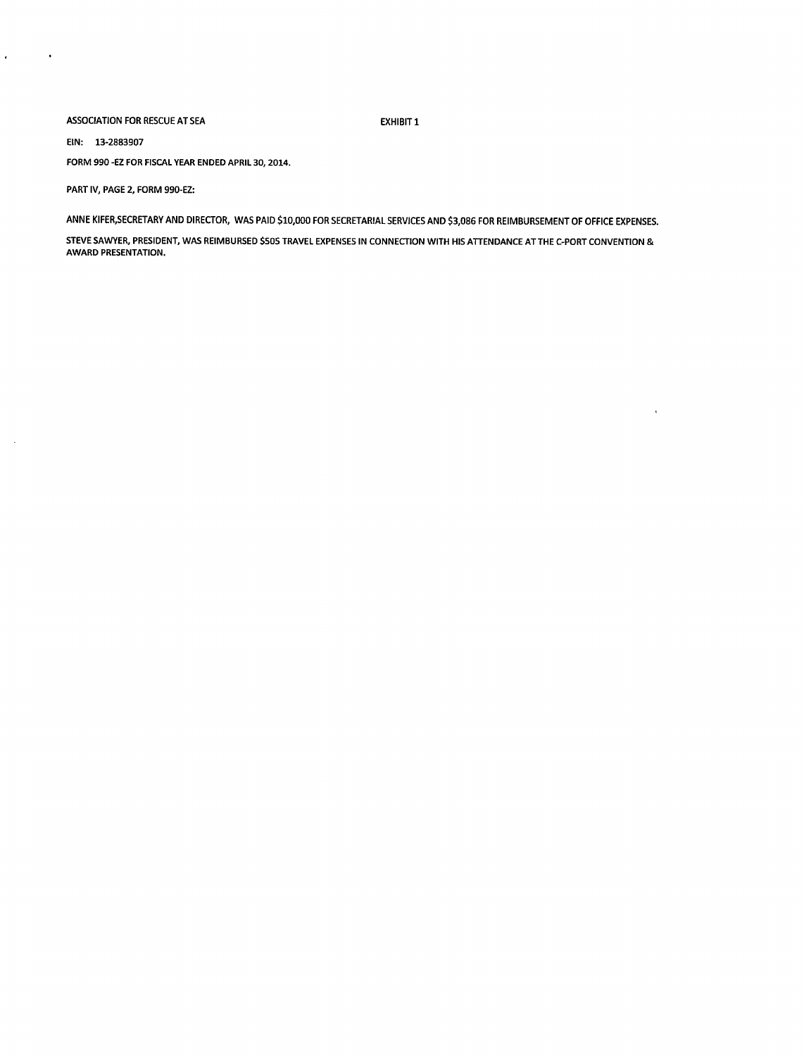ASSOCIATION FOR RESCUE AT SEA EXHIBIT 1

EIN: 13-2883907

FORM 990 -EZ FOR FISCAL YEAR ENDED APRIL 30, 2014.

PART IV, PAGE 2, FORM 990-EZ:

ANNE KIFER,SECRETARY AND DIRECTOR, WAS PAID $10,000 FOR SECRETARIAL SERVICES AND $3,086 FOR REIMBURSEMENT OF OFFICE EXPENSES.

STEVE SAWYER, PRESIDENT, WAS REIMBURSED $505 TRAVEL EXPENSES IN CONNECTION WITH HIS ATTENDANCE AT THE C-PORT CONVENTION & AWARD PRESENTATION.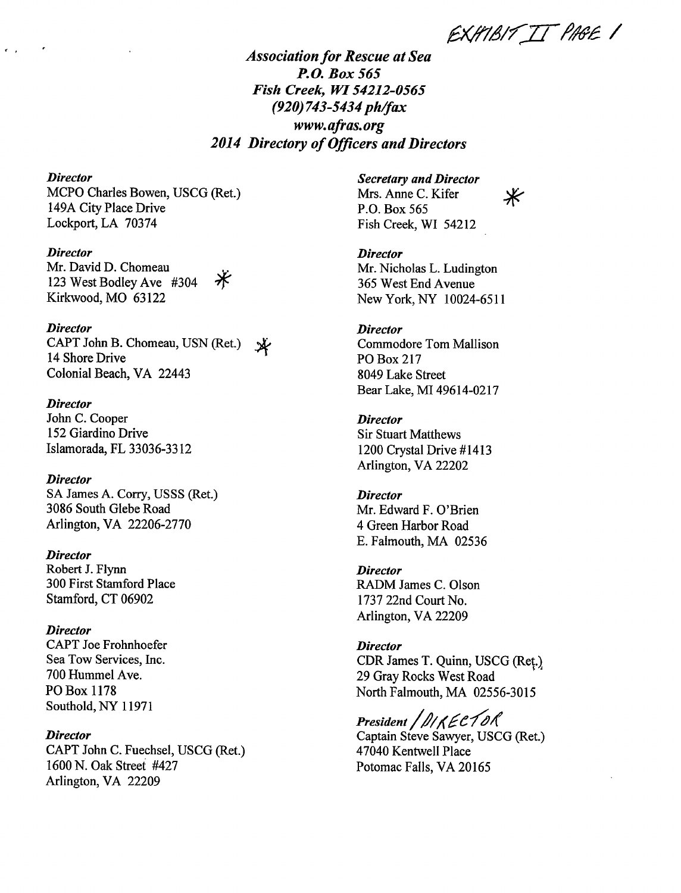EXHIBIT II PAGE 1

# *Association for Rescue at Sea*
## *P.O. Box 565*
## *Fish Creek, WI 54212-0565*
## *(920) 743-5434 ph/fax*
## *www.afras.org*
## *2014 Directory of Officers and Directors*

*Director*
MCPO Charles Bowen, USCG (Ret.)
149A City Place Drive
Lockport, LA 70374

*Director*
Mr. David D. Chomeau *
123 West Bodley Ave #304
Kirkwood, MO 63122

*Director*
CAPT John B. Chomeau, USN (Ret.) *
14 Shore Drive
Colonial Beach, VA 22443

*Director*
John C. Cooper
152 Giardino Drive
Islamorada, FL 33036-3312

*Director*
SA James A. Corry, USSS (Ret.)
3086 South Glebe Road
Arlington, VA 22206-2770

*Director*
Robert J. Flynn
300 First Stamford Place
Stamford, CT 06902

*Director*
CAPT Joe Frohnhoefer
Sea Tow Services, Inc.
700 Hummel Ave.
PO Box 1178
Southold, NY 11971

*Director*
CAPT John C. Fuechsel, USCG (Ret.)
1600 N. Oak Street #427
Arlington, VA 22209

*Secretary and Director*
Mrs. Anne C. Kifer *
P.O. Box 565
Fish Creek, WI 54212

*Director*
Mr. Nicholas L. Ludington
365 West End Avenue
New York, NY 10024-6511

*Director*
Commodore Tom Mallison
PO Box 217
8049 Lake Street
Bear Lake, MI 49614-0217

*Director*
Sir Stuart Matthews
1200 Crystal Drive #1413
Arlington, VA 22202

*Director*
Mr. Edward F. O'Brien
4 Green Harbor Road
E. Falmouth, MA 02536

*Director*
RADM James C. Olson
1737 22nd Court No.
Arlington, VA 22209

*Director*
CDR James T. Quinn, USCG (Ret.)
29 Gray Rocks West Road
North Falmouth, MA 02556-3015

*President* / DIRECTOR
Captain Steve Sawyer, USCG (Ret.)
47040 Kentwell Place
Potomac Falls, VA 20165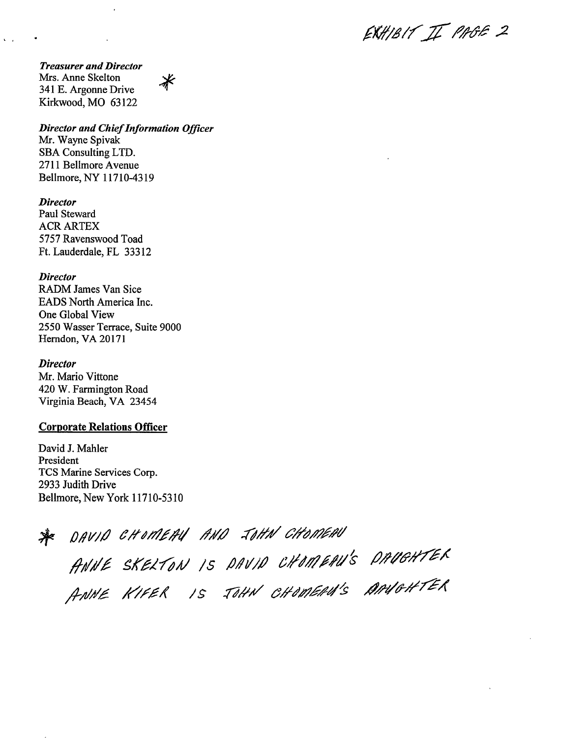EXHIBIT II PAGE 2

***Treasurer and Director***
Mrs. Anne Skelton *
341 E. Argonne Drive
Kirkwood, MO 63122

***Director and Chief Information Officer***
Mr. Wayne Spivak
SBA Consulting LTD.
2711 Bellmore Avenue
Bellmore, NY 11710-4319

***Director***
Paul Steward
ACR ARTEX
5757 Ravenswood Toad
Ft. Lauderdale, FL 33312

***Director***
RADM James Van Sice
EADS North America Inc.
One Global View
2550 Wasser Terrace, Suite 9000
Herndon, VA 20171

***Director***
Mr. Mario Vittone
420 W. Farmington Road
Virginia Beach, VA 23454

**Corporate Relations Officer**

David J. Mahler
President
TCS Marine Services Corp.
2933 Judith Drive
Bellmore, New York 11710-5310

\* DAVID CHOMEAU AND JOHN CHOMEAU
ANNE SKELTON IS DAVID CHOMEAU'S DAUGHTER
ANNE KIFER IS JOHN CHOMEAU'S DAUGHTER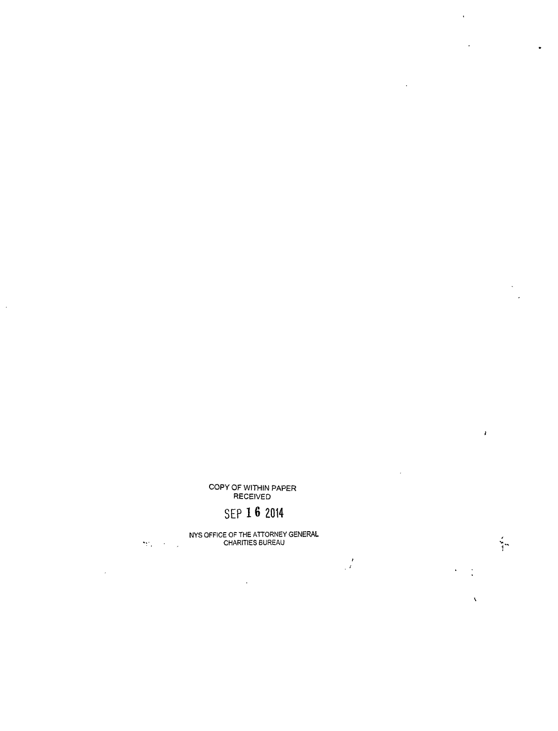COPY OF WITHIN PAPER
RECEIVED

SEP 16 2014

NYS OFFICE OF THE ATTORNEY GENERAL
CHARITIES BUREAU